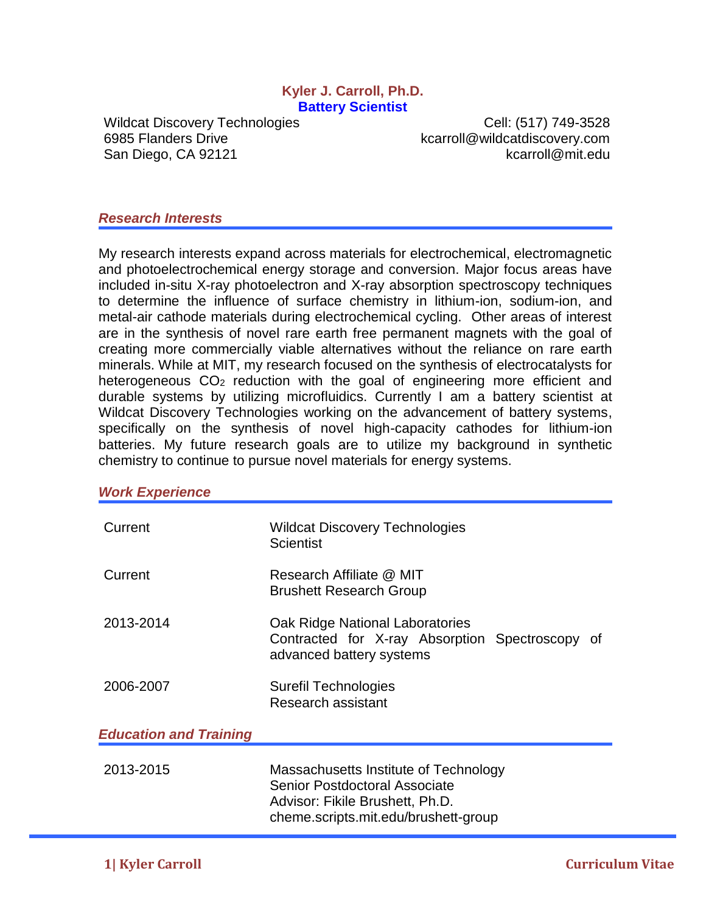# Kyler J. Carroll, Ph.D.

## Battery Scientist

Wildcat Discovery Technologies
6985 Flanders Drive
San Diego, CA 92121

Cell: (517) 749-3528
kcarroll@wildcatdiscovery.com
kcarroll@mit.edu

### *Research Interests*

My research interests expand across materials for electrochemical, electromagnetic and photoelectrochemical energy storage and conversion. Major focus areas have included in-situ X-ray photoelectron and X-ray absorption spectroscopy techniques to determine the influence of surface chemistry in lithium-ion, sodium-ion, and metal-air cathode materials during electrochemical cycling. Other areas of interest are in the synthesis of novel rare earth free permanent magnets with the goal of creating more commercially viable alternatives without the reliance on rare earth minerals. While at MIT, my research focused on the synthesis of electrocatalysts for heterogeneous $CO_2$ reduction with the goal of engineering more efficient and durable systems by utilizing microfluidics. Currently I am a battery scientist at Wildcat Discovery Technologies working on the advancement of battery systems, specifically on the synthesis of novel high-capacity cathodes for lithium-ion batteries. My future research goals are to utilize my background in synthetic chemistry to continue to pursue novel materials for energy systems.

### *Work Experience*

| | |
|---|---|
| Current | Wildcat Discovery Technologies<br>Scientist |
| Current | Research Affiliate @ MIT<br>Brushett Research Group |
| 2013-2014 | Oak Ridge National Laboratories<br>Contracted for X-ray Absorption Spectroscopy of advanced battery systems |
| 2006-2007 | Surefil Technologies<br>Research assistant |

### *Education and Training*

| | |
|---|---|
| 2013-2015 | Massachusetts Institute of Technology<br>Senior Postdoctoral Associate<br>Advisor: Fikile Brushett, Ph.D.<br>cheme.scripts.mit.edu/brushett-group |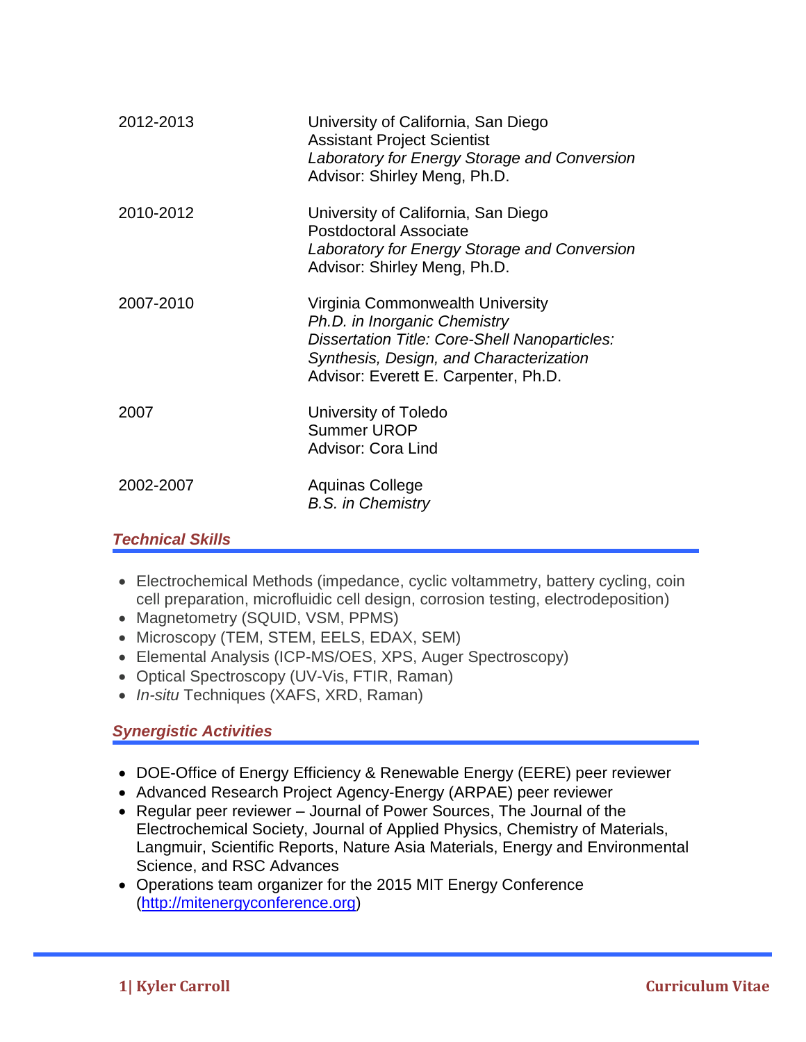| | |
|---|---|
| 2012-2013 | University of California, San Diego<br>Assistant Project Scientist<br>*Laboratory for Energy Storage and Conversion*<br>Advisor: Shirley Meng, Ph.D. |
| 2010-2012 | University of California, San Diego<br>Postdoctoral Associate<br>*Laboratory for Energy Storage and Conversion*<br>Advisor: Shirley Meng, Ph.D. |
| 2007-2010 | Virginia Commonwealth University<br>*Ph.D. in Inorganic Chemistry*<br>*Dissertation Title: Core-Shell Nanoparticles: Synthesis, Design, and Characterization*<br>Advisor: Everett E. Carpenter, Ph.D. |
| 2007 | University of Toledo<br>Summer UROP<br>Advisor: Cora Lind |
| 2002-2007 | Aquinas College<br>*B.S. in Chemistry* |

## *Technical Skills*

- Electrochemical Methods (impedance, cyclic voltammetry, battery cycling, coin cell preparation, microfluidic cell design, corrosion testing, electrodeposition)
- Magnetometry (SQUID, VSM, PPMS)
- Microscopy (TEM, STEM, EELS, EDAX, SEM)
- Elemental Analysis (ICP-MS/OES, XPS, Auger Spectroscopy)
- Optical Spectroscopy (UV-Vis, FTIR, Raman)
- *In-situ* Techniques (XAFS, XRD, Raman)

## *Synergistic Activities*

- DOE-Office of Energy Efficiency & Renewable Energy (EERE) peer reviewer
- Advanced Research Project Agency-Energy (ARPAE) peer reviewer
- Regular peer reviewer – Journal of Power Sources, The Journal of the Electrochemical Society, Journal of Applied Physics, Chemistry of Materials, Langmuir, Scientific Reports, Nature Asia Materials, Energy and Environmental Science, and RSC Advances
- Operations team organizer for the 2015 MIT Energy Conference (http://mitenergyconference.org)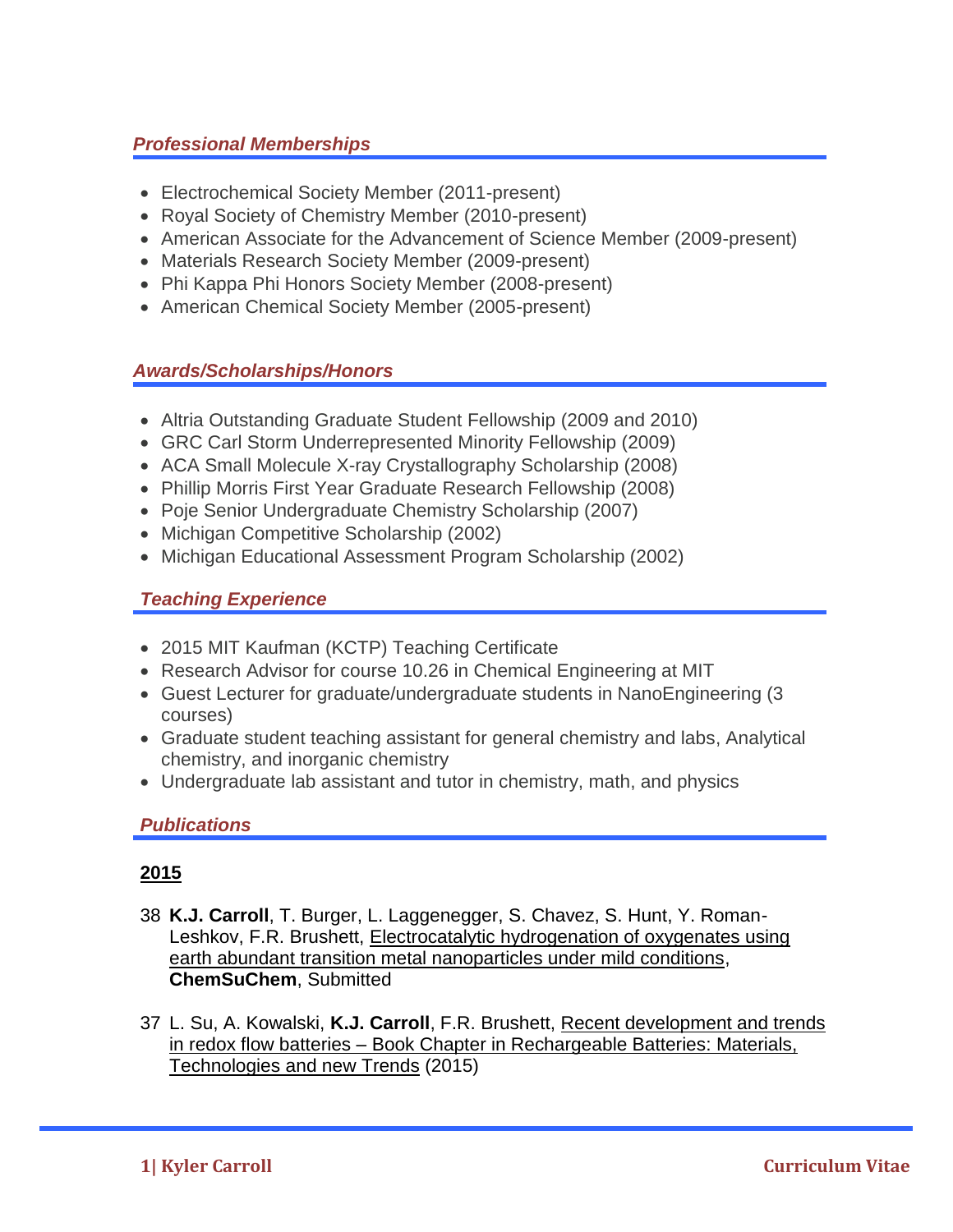## *Professional Memberships*

- Electrochemical Society Member (2011-present)
- Royal Society of Chemistry Member (2010-present)
- American Associate for the Advancement of Science Member (2009-present)
- Materials Research Society Member (2009-present)
- Phi Kappa Phi Honors Society Member (2008-present)
- American Chemical Society Member (2005-present)

## *Awards/Scholarships/Honors*

- Altria Outstanding Graduate Student Fellowship (2009 and 2010)
- GRC Carl Storm Underrepresented Minority Fellowship (2009)
- ACA Small Molecule X-ray Crystallography Scholarship (2008)
- Phillip Morris First Year Graduate Research Fellowship (2008)
- Poje Senior Undergraduate Chemistry Scholarship (2007)
- Michigan Competitive Scholarship (2002)
- Michigan Educational Assessment Program Scholarship (2002)

## *Teaching Experience*

- 2015 MIT Kaufman (KCTP) Teaching Certificate
- Research Advisor for course 10.26 in Chemical Engineering at MIT
- Guest Lecturer for graduate/undergraduate students in NanoEngineering (3 courses)
- Graduate student teaching assistant for general chemistry and labs, Analytical chemistry, and inorganic chemistry
- Undergraduate lab assistant and tutor in chemistry, math, and physics

## *Publications*

### 2015

38 **K.J. Carroll**, T. Burger, L. Laggenegger, S. Chavez, S. Hunt, Y. Roman-Leshkov, F.R. Brushett, Electrocatalytic hydrogenation of oxygenates using earth abundant transition metal nanoparticles under mild conditions, **ChemSuChem**, Submitted

37 L. Su, A. Kowalski, **K.J. Carroll**, F.R. Brushett, Recent development and trends in redox flow batteries – Book Chapter in Rechargeable Batteries: Materials, Technologies and new Trends (2015)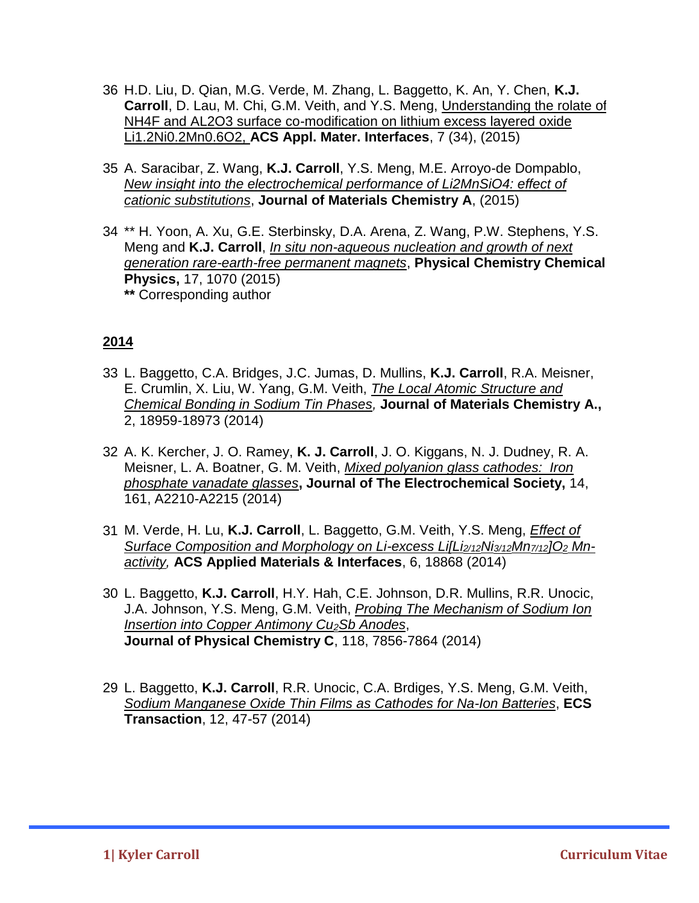36 H.D. Liu, D. Qian, M.G. Verde, M. Zhang, L. Baggetto, K. An, Y. Chen, **K.J. Carroll**, D. Lau, M. Chi, G.M. Veith, and Y.S. Meng, <u>Understanding the rolate of NH4F and AL2O3 surface co-modification on lithium excess layered oxide Li1.2Ni0.2Mn0.6O2,</u> **ACS Appl. Mater. Interfaces**, 7 (34), (2015)

35 A. Saracibar, Z. Wang, **K.J. Carroll**, Y.S. Meng, M.E. Arroyo-de Dompablo, *<u>New insight into the electrochemical performance of Li2MnSiO4: effect of cationic substitutions</u>*, **Journal of Materials Chemistry A**, (2015)

34 ** H. Yoon, A. Xu, G.E. Sterbinsky, D.A. Arena, Z. Wang, P.W. Stephens, Y.S. Meng and **K.J. Carroll**, *<u>In situ non-aqueous nucleation and growth of next generation rare-earth-free permanent magnets</u>*, **Physical Chemistry Chemical Physics,** 17, 1070 (2015)
**\*\*** Corresponding author

## <u>2014</u>

33 L. Baggetto, C.A. Bridges, J.C. Jumas, D. Mullins, **K.J. Carroll**, R.A. Meisner, E. Crumlin, X. Liu, W. Yang, G.M. Veith, *<u>The Local Atomic Structure and Chemical Bonding in Sodium Tin Phases</u>,* **Journal of Materials Chemistry A.,** 2, 18959-18973 (2014)

32 A. K. Kercher, J. O. Ramey, **K. J. Carroll**, J. O. Kiggans, N. J. Dudney, R. A. Meisner, L. A. Boatner, G. M. Veith, *<u>Mixed polyanion glass cathodes: Iron phosphate vanadate glasses</u>*, **Journal of The Electrochemical Society,** 14, 161, A2210-A2215 (2014)

31 M. Verde, H. Lu, **K.J. Carroll**, L. Baggetto, G.M. Veith, Y.S. Meng, *<u>Effect of Surface Composition and Morphology on Li-excess Li[$Li_{2/12}$$Ni_{3/12}$$Mn_{7/12}$]$O_2$ Mn-activity</u>,* **ACS Applied Materials & Interfaces**, 6, 18868 (2014)

30 L. Baggetto, **K.J. Carroll**, H.Y. Hah, C.E. Johnson, D.R. Mullins, R.R. Unocic, J.A. Johnson, Y.S. Meng, G.M. Veith, *<u>Probing The Mechanism of Sodium Ion Insertion into Copper Antimony $Cu_2Sb$ Anodes</u>*, **Journal of Physical Chemistry C**, 118, 7856-7864 (2014)

29 L. Baggetto, **K.J. Carroll**, R.R. Unocic, C.A. Brdiges, Y.S. Meng, G.M. Veith, *<u>Sodium Manganese Oxide Thin Films as Cathodes for Na-Ion Batteries</u>*, **ECS Transaction**, 12, 47-57 (2014)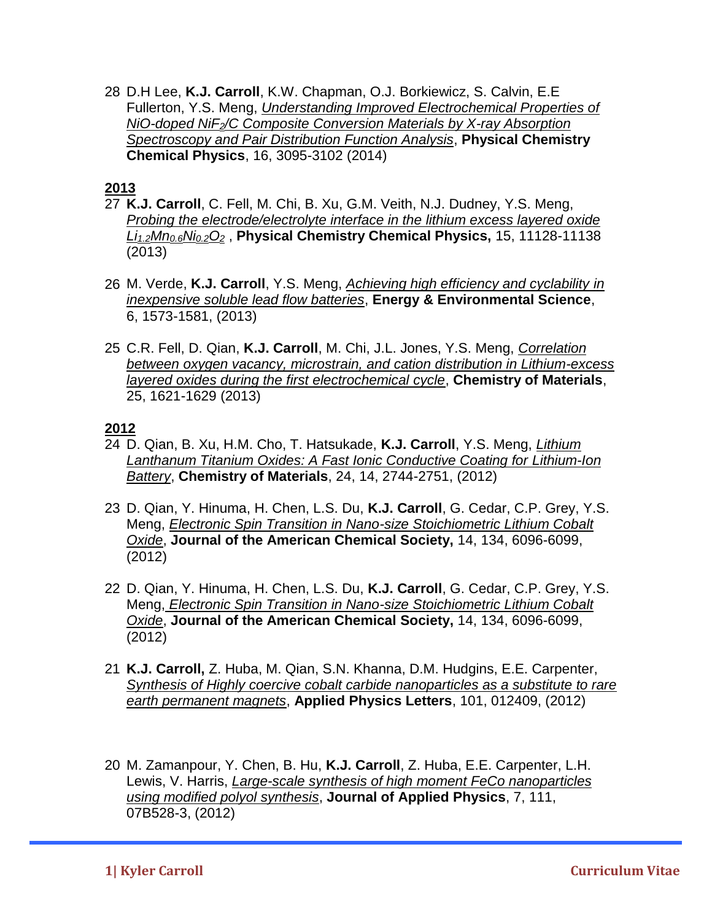28 D.H Lee, **K.J. Carroll**, K.W. Chapman, O.J. Borkiewicz, S. Calvin, E.E Fullerton, Y.S. Meng, *Understanding Improved Electrochemical Properties of NiO-doped $NiF_2$/C Composite Conversion Materials by X-ray Absorption Spectroscopy and Pair Distribution Function Analysis*, **Physical Chemistry Chemical Physics**, 16, 3095-3102 (2014)

**2013**

27 **K.J. Carroll**, C. Fell, M. Chi, B. Xu, G.M. Veith, N.J. Dudney, Y.S. Meng, *Probing the electrode/electrolyte interface in the lithium excess layered oxide $Li_{1.2}Mn_{0.6}Ni_{0.2}O_2$* , **Physical Chemistry Chemical Physics,** 15, 11128-11138 (2013)

26 M. Verde, **K.J. Carroll**, Y.S. Meng, *Achieving high efficiency and cyclability in inexpensive soluble lead flow batteries*, **Energy & Environmental Science**, 6, 1573-1581, (2013)

25 C.R. Fell, D. Qian, **K.J. Carroll**, M. Chi, J.L. Jones, Y.S. Meng, *Correlation between oxygen vacancy, microstrain, and cation distribution in Lithium-excess layered oxides during the first electrochemical cycle*, **Chemistry of Materials**, 25, 1621-1629 (2013)

**2012**

24 D. Qian, B. Xu, H.M. Cho, T. Hatsukade, **K.J. Carroll**, Y.S. Meng, *Lithium Lanthanum Titanium Oxides: A Fast Ionic Conductive Coating for Lithium-Ion Battery*, **Chemistry of Materials**, 24, 14, 2744-2751, (2012)

23 D. Qian, Y. Hinuma, H. Chen, L.S. Du, **K.J. Carroll**, G. Cedar, C.P. Grey, Y.S. Meng, *Electronic Spin Transition in Nano-size Stoichiometric Lithium Cobalt Oxide*, **Journal of the American Chemical Society,** 14, 134, 6096-6099, (2012)

22 D. Qian, Y. Hinuma, H. Chen, L.S. Du, **K.J. Carroll**, G. Cedar, C.P. Grey, Y.S. Meng, *Electronic Spin Transition in Nano-size Stoichiometric Lithium Cobalt Oxide*, **Journal of the American Chemical Society,** 14, 134, 6096-6099, (2012)

21 **K.J. Carroll,** Z. Huba, M. Qian, S.N. Khanna, D.M. Hudgins, E.E. Carpenter, *Synthesis of Highly coercive cobalt carbide nanoparticles as a substitute to rare earth permanent magnets*, **Applied Physics Letters**, 101, 012409, (2012)

20 M. Zamanpour, Y. Chen, B. Hu, **K.J. Carroll**, Z. Huba, E.E. Carpenter, L.H. Lewis, V. Harris, *Large-scale synthesis of high moment FeCo nanoparticles using modified polyol synthesis*, **Journal of Applied Physics**, 7, 111, 07B528-3, (2012)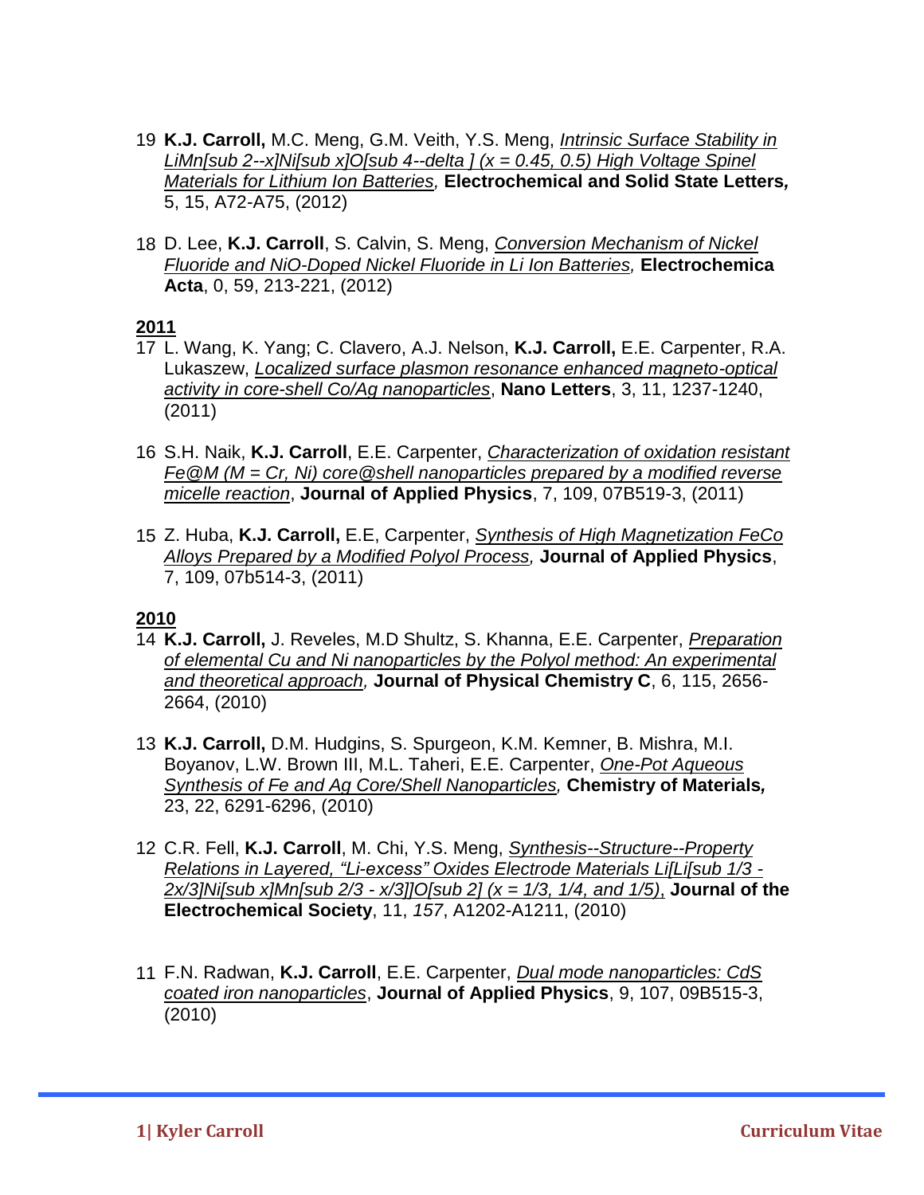19 **K.J. Carroll,** M.C. Meng, G.M. Veith, Y.S. Meng, *Intrinsic Surface Stability in LiMn[sub 2--x]Ni[sub x]O[sub 4--delta ] (x = 0.45, 0.5) High Voltage Spinel Materials for Lithium Ion Batteries,* **Electrochemical and Solid State Letters,** 5, 15, A72-A75, (2012)

18 D. Lee, **K.J. Carroll**, S. Calvin, S. Meng, *Conversion Mechanism of Nickel Fluoride and NiO-Doped Nickel Fluoride in Li Ion Batteries,* **Electrochemica Acta**, 0, 59, 213-221, (2012)

**2011**

17 L. Wang, K. Yang; C. Clavero, A.J. Nelson, **K.J. Carroll,** E.E. Carpenter, R.A. Lukaszew, *Localized surface plasmon resonance enhanced magneto-optical activity in core-shell Co/Ag nanoparticles*, **Nano Letters**, 3, 11, 1237-1240, (2011)

16 S.H. Naik, **K.J. Carroll**, E.E. Carpenter, *Characterization of oxidation resistant Fe@M (M = Cr, Ni) core@shell nanoparticles prepared by a modified reverse micelle reaction*, **Journal of Applied Physics**, 7, 109, 07B519-3, (2011)

15 Z. Huba, **K.J. Carroll,** E.E, Carpenter, *Synthesis of High Magnetization FeCo Alloys Prepared by a Modified Polyol Process,* **Journal of Applied Physics**, 7, 109, 07b514-3, (2011)

**2010**

14 **K.J. Carroll,** J. Reveles, M.D Shultz, S. Khanna, E.E. Carpenter, *Preparation of elemental Cu and Ni nanoparticles by the Polyol method: An experimental and theoretical approach,* **Journal of Physical Chemistry C**, 6, 115, 2656-2664, (2010)

13 **K.J. Carroll,** D.M. Hudgins, S. Spurgeon, K.M. Kemner, B. Mishra, M.I. Boyanov, L.W. Brown III, M.L. Taheri, E.E. Carpenter, *One-Pot Aqueous Synthesis of Fe and Ag Core/Shell Nanoparticles,* **Chemistry of Materials,** 23, 22, 6291-6296, (2010)

12 C.R. Fell, **K.J. Carroll**, M. Chi, Y.S. Meng, *Synthesis--Structure--Property Relations in Layered, "Li-excess" Oxides Electrode Materials Li[Li[sub 1/3 - 2x/3]Ni[sub x]Mn[sub 2/3 - x/3]]O[sub 2] (x = 1/3, 1/4, and 1/5)*, **Journal of the Electrochemical Society**, 11, *157*, A1202-A1211, (2010)

11 F.N. Radwan, **K.J. Carroll**, E.E. Carpenter, *Dual mode nanoparticles: CdS coated iron nanoparticles*, **Journal of Applied Physics**, 9, 107, 09B515-3, (2010)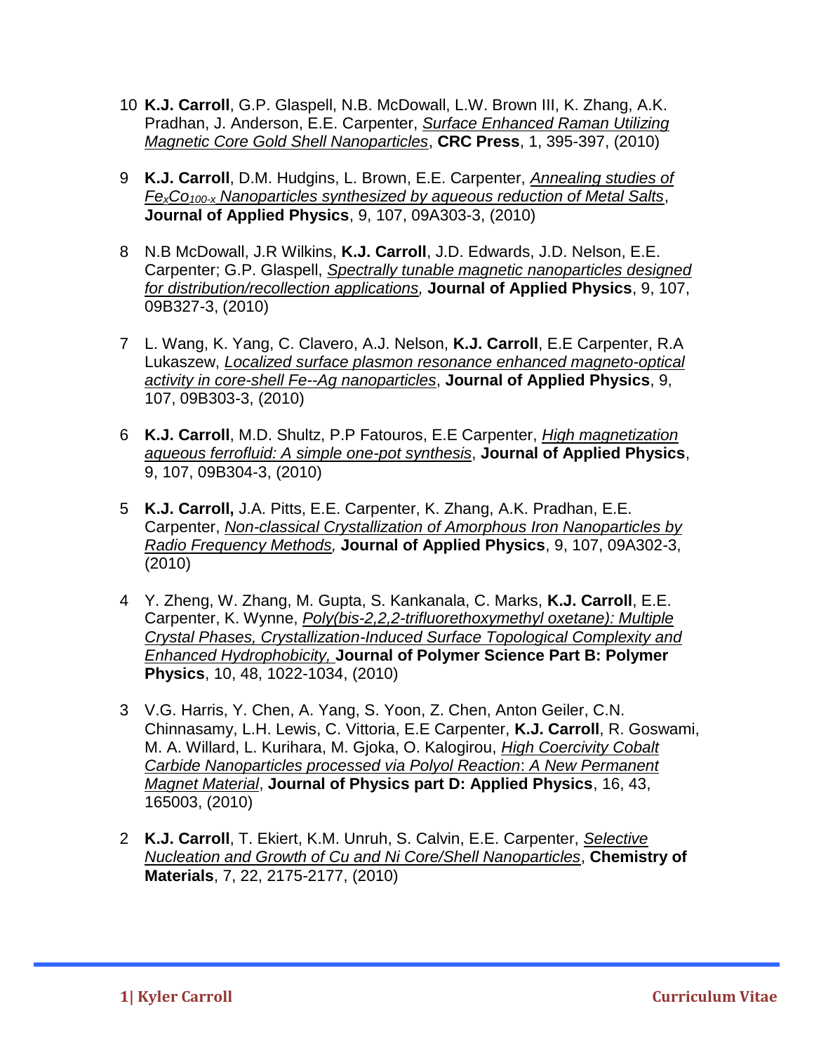10 **K.J. Carroll**, G.P. Glaspell, N.B. McDowall, L.W. Brown III, K. Zhang, A.K. Pradhan, J. Anderson, E.E. Carpenter, _Surface Enhanced Raman Utilizing Magnetic Core Gold Shell Nanoparticles_, **CRC Press**, 1, 395-397, (2010)

9 **K.J. Carroll**, D.M. Hudgins, L. Brown, E.E. Carpenter, _Annealing studies of $Fe_xCo_{100-x}$ Nanoparticles synthesized by aqueous reduction of Metal Salts_, **Journal of Applied Physics**, 9, 107, 09A303-3, (2010)

8 N.B McDowall, J.R Wilkins, **K.J. Carroll**, J.D. Edwards, J.D. Nelson, E.E. Carpenter; G.P. Glaspell, _Spectrally tunable magnetic nanoparticles designed for distribution/recollection applications,_ **Journal of Applied Physics**, 9, 107, 09B327-3, (2010)

7 L. Wang, K. Yang, C. Clavero, A.J. Nelson, **K.J. Carroll**, E.E Carpenter, R.A Lukaszew, _Localized surface plasmon resonance enhanced magneto-optical activity in core-shell Fe--Ag nanoparticles_, **Journal of Applied Physics**, 9, 107, 09B303-3, (2010)

6 **K.J. Carroll**, M.D. Shultz, P.P Fatouros, E.E Carpenter, _High magnetization aqueous ferrofluid: A simple one-pot synthesis_, **Journal of Applied Physics**, 9, 107, 09B304-3, (2010)

5 **K.J. Carroll,** J.A. Pitts, E.E. Carpenter, K. Zhang, A.K. Pradhan, E.E. Carpenter, _Non-classical Crystallization of Amorphous Iron Nanoparticles by Radio Frequency Methods,_ **Journal of Applied Physics**, 9, 107, 09A302-3, (2010)

4 Y. Zheng, W. Zhang, M. Gupta, S. Kankanala, C. Marks, **K.J. Carroll**, E.E. Carpenter, K. Wynne, _Poly(bis-2,2,2-trifluorethoxymethyl oxetane): Multiple Crystal Phases, Crystallization-Induced Surface Topological Complexity and Enhanced Hydrophobicity,_ **Journal of Polymer Science Part B: Polymer Physics**, 10, 48, 1022-1034, (2010)

3 V.G. Harris, Y. Chen, A. Yang, S. Yoon, Z. Chen, Anton Geiler, C.N. Chinnasamy, L.H. Lewis, C. Vittoria, E.E Carpenter, **K.J. Carroll**, R. Goswami, M. A. Willard, L. Kurihara, M. Gjoka, O. Kalogirou, _High Coercivity Cobalt Carbide Nanoparticles processed via Polyol Reaction: A New Permanent Magnet Material_, **Journal of Physics part D: Applied Physics**, 16, 43, 165003, (2010)

2 **K.J. Carroll**, T. Ekiert, K.M. Unruh, S. Calvin, E.E. Carpenter, _Selective Nucleation and Growth of Cu and Ni Core/Shell Nanoparticles_, **Chemistry of Materials**, 7, 22, 2175-2177, (2010)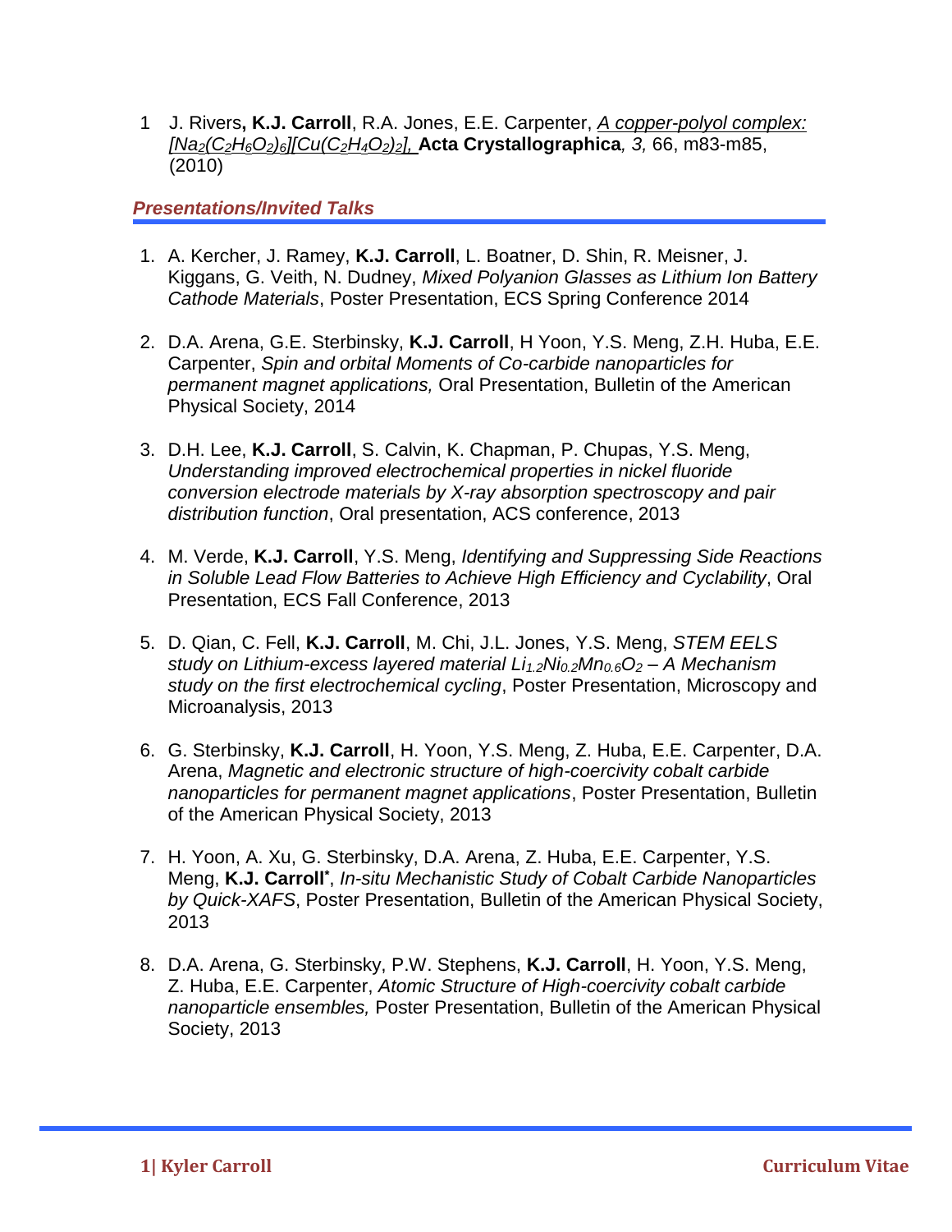1 J. Rivers, **K.J. Carroll**, R.A. Jones, E.E. Carpenter, *A copper-polyol complex: $[Na_2(C_2H_6O_2)_6][Cu(C_2H_4O_2)_2]$*, **Acta Crystallographica**, *3,* 66, m83-m85, (2010)

### *Presentations/Invited Talks*

1. A. Kercher, J. Ramey, **K.J. Carroll**, L. Boatner, D. Shin, R. Meisner, J. Kiggans, G. Veith, N. Dudney, *Mixed Polyanion Glasses as Lithium Ion Battery Cathode Materials*, Poster Presentation, ECS Spring Conference 2014

2. D.A. Arena, G.E. Sterbinsky, **K.J. Carroll**, H Yoon, Y.S. Meng, Z.H. Huba, E.E. Carpenter, *Spin and orbital Moments of Co-carbide nanoparticles for permanent magnet applications,* Oral Presentation, Bulletin of the American Physical Society, 2014

3. D.H. Lee, **K.J. Carroll**, S. Calvin, K. Chapman, P. Chupas, Y.S. Meng, *Understanding improved electrochemical properties in nickel fluoride conversion electrode materials by X-ray absorption spectroscopy and pair distribution function*, Oral presentation, ACS conference, 2013

4. M. Verde, **K.J. Carroll**, Y.S. Meng, *Identifying and Suppressing Side Reactions in Soluble Lead Flow Batteries to Achieve High Efficiency and Cyclability*, Oral Presentation, ECS Fall Conference, 2013

5. D. Qian, C. Fell, **K.J. Carroll**, M. Chi, J.L. Jones, Y.S. Meng, *STEM EELS study on Lithium-excess layered material $Li_{1.2}Ni_{0.2}Mn_{0.6}O_2$ – A Mechanism study on the first electrochemical cycling*, Poster Presentation, Microscopy and Microanalysis, 2013

6. G. Sterbinsky, **K.J. Carroll**, H. Yoon, Y.S. Meng, Z. Huba, E.E. Carpenter, D.A. Arena, *Magnetic and electronic structure of high-coercivity cobalt carbide nanoparticles for permanent magnet applications*, Poster Presentation, Bulletin of the American Physical Society, 2013

7. H. Yoon, A. Xu, G. Sterbinsky, D.A. Arena, Z. Huba, E.E. Carpenter, Y.S. Meng, **K.J. Carroll***, *In-situ Mechanistic Study of Cobalt Carbide Nanoparticles by Quick-XAFS*, Poster Presentation, Bulletin of the American Physical Society, 2013

8. D.A. Arena, G. Sterbinsky, P.W. Stephens, **K.J. Carroll**, H. Yoon, Y.S. Meng, Z. Huba, E.E. Carpenter, *Atomic Structure of High-coercivity cobalt carbide nanoparticle ensembles,* Poster Presentation, Bulletin of the American Physical Society, 2013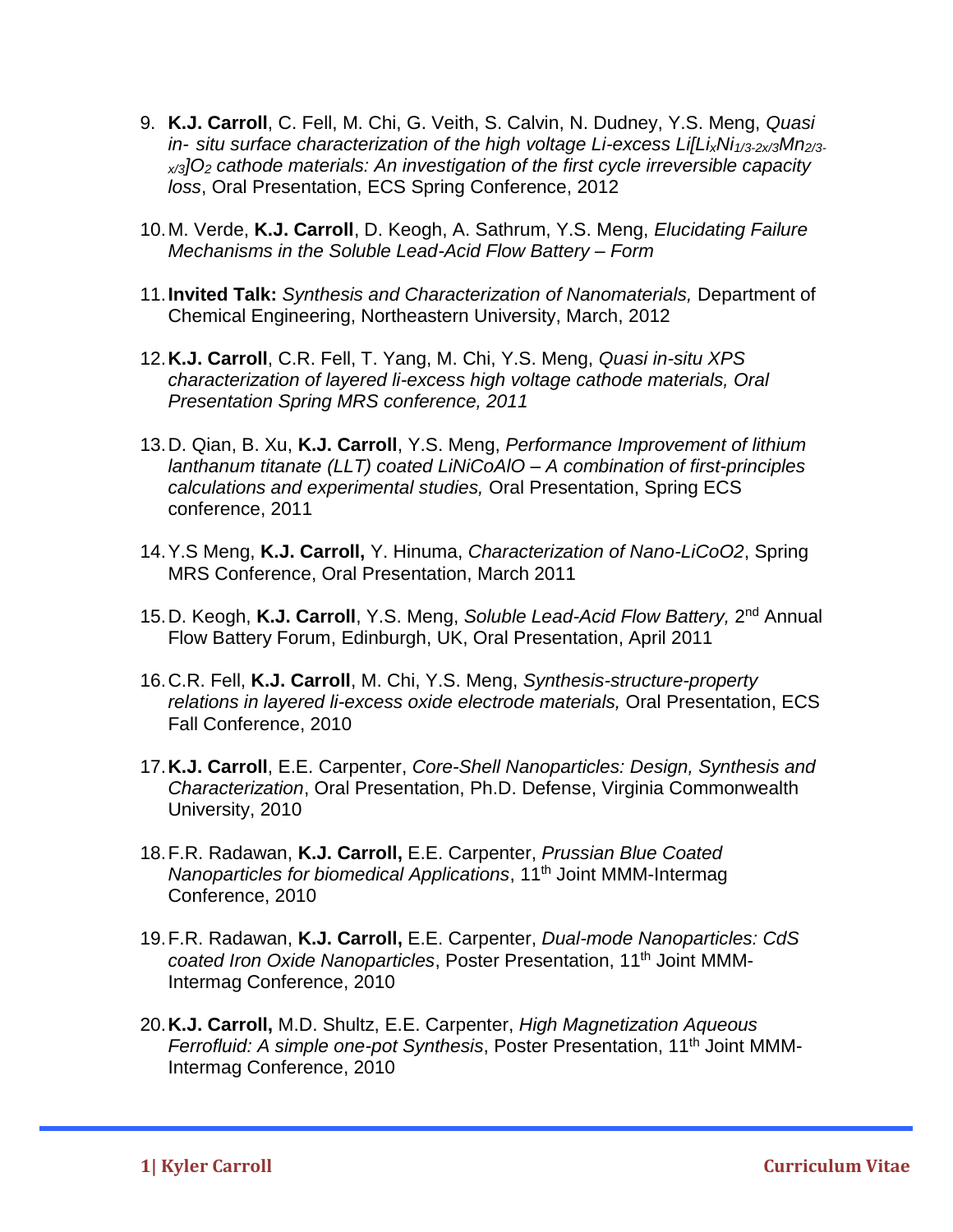9. **K.J. Carroll**, C. Fell, M. Chi, G. Veith, S. Calvin, N. Dudney, Y.S. Meng, *Quasi in- situ surface characterization of the high voltage Li-excess $Li[Li_xNi_{1/3-2x/3}Mn_{2/3-x/3}]O_2$ cathode materials: An investigation of the first cycle irreversible capacity loss*, Oral Presentation, ECS Spring Conference, 2012

10. M. Verde, **K.J. Carroll**, D. Keogh, A. Sathrum, Y.S. Meng, *Elucidating Failure Mechanisms in the Soluble Lead-Acid Flow Battery – Form*

11. **Invited Talk:** *Synthesis and Characterization of Nanomaterials,* Department of Chemical Engineering, Northeastern University, March, 2012

12. **K.J. Carroll**, C.R. Fell, T. Yang, M. Chi, Y.S. Meng, *Quasi in-situ XPS characterization of layered li-excess high voltage cathode materials, Oral Presentation Spring MRS conference, 2011*

13. D. Qian, B. Xu, **K.J. Carroll**, Y.S. Meng, *Performance Improvement of lithium lanthanum titanate (LLT) coated LiNiCoAlO – A combination of first-principles calculations and experimental studies,* Oral Presentation, Spring ECS conference, 2011

14. Y.S Meng, **K.J. Carroll,** Y. Hinuma, *Characterization of Nano-LiCoO2*, Spring MRS Conference, Oral Presentation, March 2011

15. D. Keogh, **K.J. Carroll**, Y.S. Meng, *Soluble Lead-Acid Flow Battery,* 2nd Annual Flow Battery Forum, Edinburgh, UK, Oral Presentation, April 2011

16. C.R. Fell, **K.J. Carroll**, M. Chi, Y.S. Meng, *Synthesis-structure-property relations in layered li-excess oxide electrode materials,* Oral Presentation, ECS Fall Conference, 2010

17. **K.J. Carroll**, E.E. Carpenter, *Core-Shell Nanoparticles: Design, Synthesis and Characterization*, Oral Presentation, Ph.D. Defense, Virginia Commonwealth University, 2010

18. F.R. Radawan, **K.J. Carroll,** E.E. Carpenter, *Prussian Blue Coated Nanoparticles for biomedical Applications*, 11th Joint MMM-Intermag Conference, 2010

19. F.R. Radawan, **K.J. Carroll,** E.E. Carpenter, *Dual-mode Nanoparticles: CdS coated Iron Oxide Nanoparticles*, Poster Presentation, 11th Joint MMM-Intermag Conference, 2010

20. **K.J. Carroll,** M.D. Shultz, E.E. Carpenter, *High Magnetization Aqueous Ferrofluid: A simple one-pot Synthesis*, Poster Presentation, 11th Joint MMM-Intermag Conference, 2010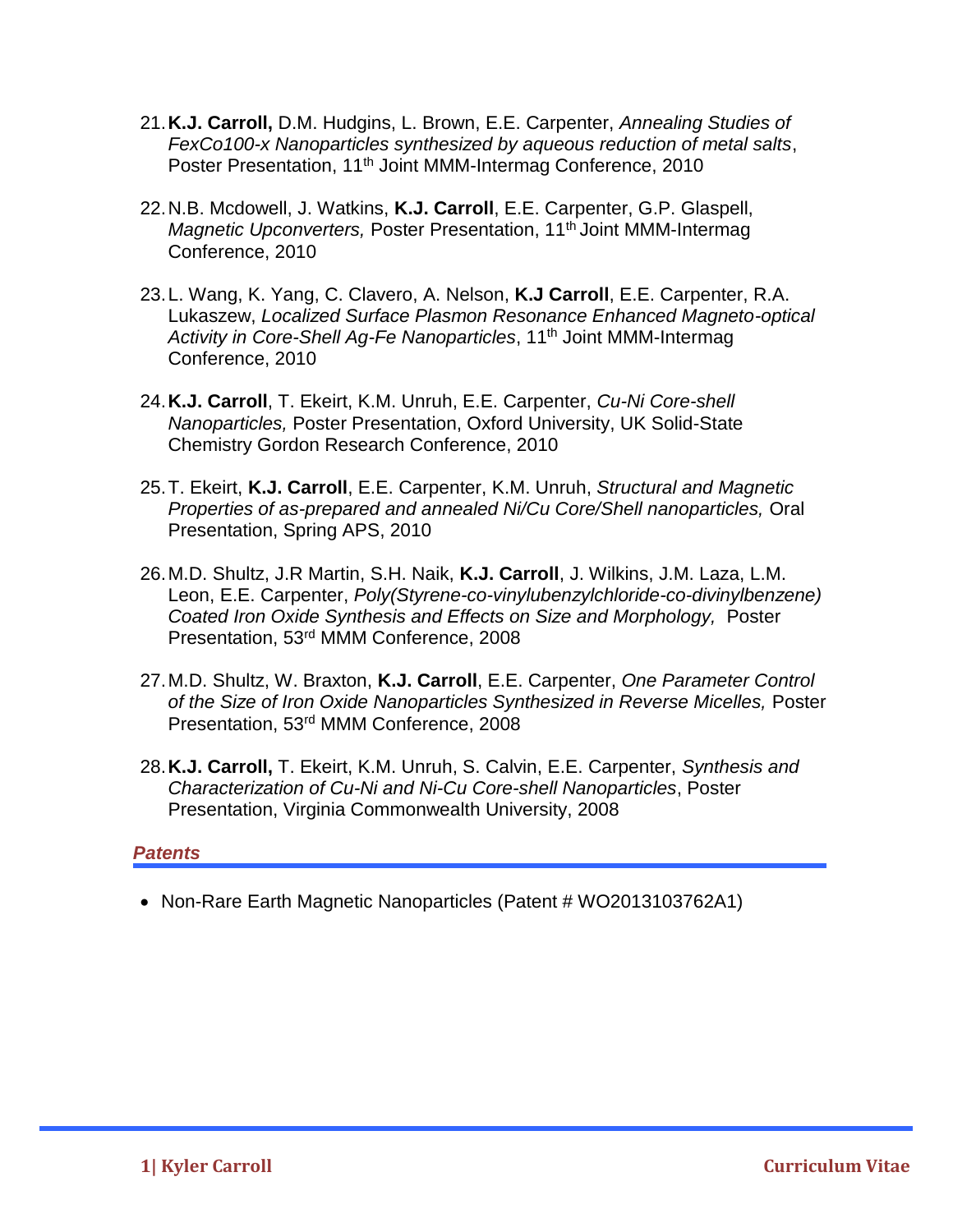21. **K.J. Carroll,** D.M. Hudgins, L. Brown, E.E. Carpenter, *Annealing Studies of FexCo100-x Nanoparticles synthesized by aqueous reduction of metal salts*, Poster Presentation, 11th Joint MMM-Intermag Conference, 2010

22. N.B. Mcdowell, J. Watkins, **K.J. Carroll**, E.E. Carpenter, G.P. Glaspell, *Magnetic Upconverters,* Poster Presentation, 11th Joint MMM-Intermag Conference, 2010

23. L. Wang, K. Yang, C. Clavero, A. Nelson, **K.J Carroll**, E.E. Carpenter, R.A. Lukaszew, *Localized Surface Plasmon Resonance Enhanced Magneto-optical Activity in Core-Shell Ag-Fe Nanoparticles*, 11th Joint MMM-Intermag Conference, 2010

24. **K.J. Carroll**, T. Ekeirt, K.M. Unruh, E.E. Carpenter, *Cu-Ni Core-shell Nanoparticles,* Poster Presentation, Oxford University, UK Solid-State Chemistry Gordon Research Conference, 2010

25. T. Ekeirt, **K.J. Carroll**, E.E. Carpenter, K.M. Unruh, *Structural and Magnetic Properties of as-prepared and annealed Ni/Cu Core/Shell nanoparticles,* Oral Presentation, Spring APS, 2010

26. M.D. Shultz, J.R Martin, S.H. Naik, **K.J. Carroll**, J. Wilkins, J.M. Laza, L.M. Leon, E.E. Carpenter, *Poly(Styrene-co-vinylubenzylchloride-co-divinylbenzene) Coated Iron Oxide Synthesis and Effects on Size and Morphology,* Poster Presentation, 53rd MMM Conference, 2008

27. M.D. Shultz, W. Braxton, **K.J. Carroll**, E.E. Carpenter, *One Parameter Control of the Size of Iron Oxide Nanoparticles Synthesized in Reverse Micelles,* Poster Presentation, 53rd MMM Conference, 2008

28. **K.J. Carroll,** T. Ekeirt, K.M. Unruh, S. Calvin, E.E. Carpenter, *Synthesis and Characterization of Cu-Ni and Ni-Cu Core-shell Nanoparticles*, Poster Presentation, Virginia Commonwealth University, 2008

## *Patents*

- Non-Rare Earth Magnetic Nanoparticles (Patent # WO2013103762A1)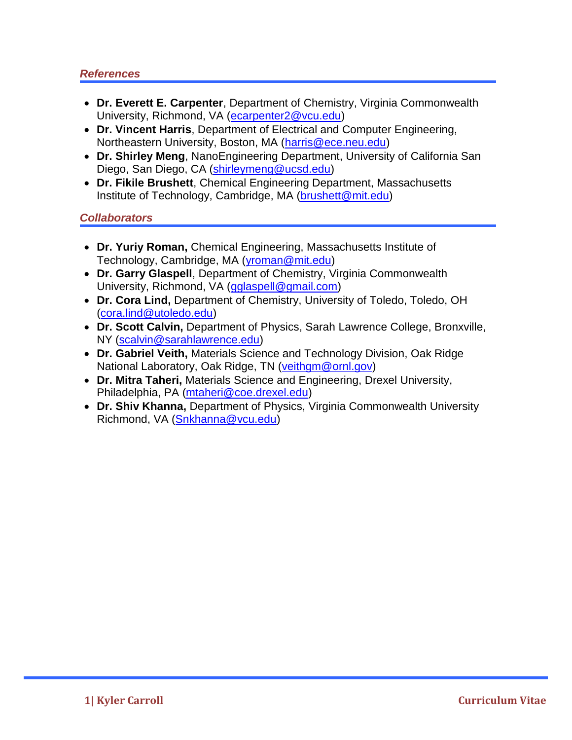### *References*

- **Dr. Everett E. Carpenter**, Department of Chemistry, Virginia Commonwealth University, Richmond, VA (ecarpenter2@vcu.edu)
- **Dr. Vincent Harris**, Department of Electrical and Computer Engineering, Northeastern University, Boston, MA (harris@ece.neu.edu)
- **Dr. Shirley Meng**, NanoEngineering Department, University of California San Diego, San Diego, CA (shirleymeng@ucsd.edu)
- **Dr. Fikile Brushett**, Chemical Engineering Department, Massachusetts Institute of Technology, Cambridge, MA (brushett@mit.edu)

### *Collaborators*

- **Dr. Yuriy Roman,** Chemical Engineering, Massachusetts Institute of Technology, Cambridge, MA (yroman@mit.edu)
- **Dr. Garry Glaspell**, Department of Chemistry, Virginia Commonwealth University, Richmond, VA (gglaspell@gmail.com)
- **Dr. Cora Lind,** Department of Chemistry, University of Toledo, Toledo, OH (cora.lind@utoledo.edu)
- **Dr. Scott Calvin,** Department of Physics, Sarah Lawrence College, Bronxville, NY (scalvin@sarahlawrence.edu)
- **Dr. Gabriel Veith,** Materials Science and Technology Division, Oak Ridge National Laboratory, Oak Ridge, TN (veithgm@ornl.gov)
- **Dr. Mitra Taheri,** Materials Science and Engineering, Drexel University, Philadelphia, PA (mtaheri@coe.drexel.edu)
- **Dr. Shiv Khanna,** Department of Physics, Virginia Commonwealth University Richmond, VA (Snkhanna@vcu.edu)